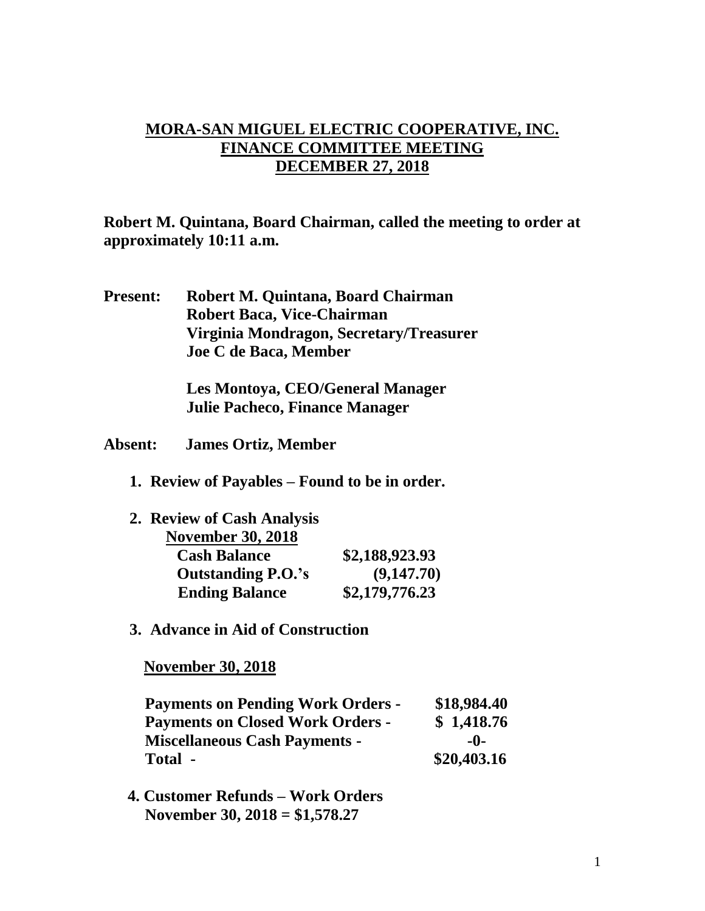# MORA-SAN MIGUEL ELECTRIC COOPERATIVE, INC.
# FINANCE COMMITTEE MEETING
# DECEMBER 27, 2018

**Robert M. Quintana, Board Chairman, called the meeting to order at approximately 10:11 a.m.**

**Present:** **Robert M. Quintana, Board Chairman**
**Robert Baca, Vice-Chairman**
**Virginia Mondragon, Secretary/Treasurer**
**Joe C de Baca, Member**

**Les Montoya, CEO/General Manager**
**Julie Pacheco, Finance Manager**

**Absent:** **James Ortiz, Member**

1. **Review of Payables – Found to be in order.**

2. **Review of Cash Analysis**

   **November 30, 2018**

| | |
|---|---|
| **Cash Balance** | **$2,188,923.93** |
| **Outstanding P.O.'s** | **(9,147.70)** |
| **Ending Balance** | **$2,179,776.23** |

3. **Advance in Aid of Construction**

   **November 30, 2018**

| | |
|---|---|
| **Payments on Pending Work Orders -** | **$18,984.40** |
| **Payments on Closed Work Orders -** | **$ 1,418.76** |
| **Miscellaneous Cash Payments -** | **-0-** |
| **Total -** | **$20,403.16** |

4. **Customer Refunds – Work Orders**
   **November 30, 2018 = $1,578.27**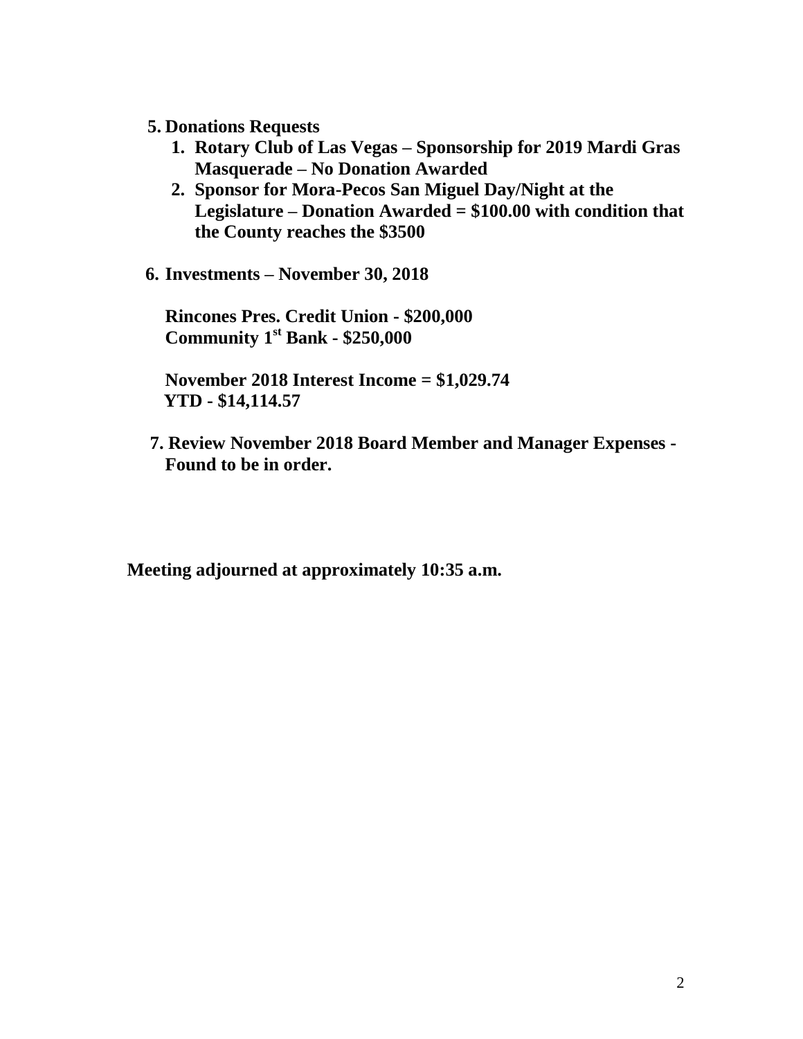**5. Donations Requests**

1. **Rotary Club of Las Vegas – Sponsorship for 2019 Mardi Gras Masquerade – No Donation Awarded**
2. **Sponsor for Mora-Pecos San Miguel Day/Night at the Legislature – Donation Awarded = $100.00 with condition that the County reaches the $3500**

**6. Investments – November 30, 2018**

**Rincones Pres. Credit Union - $200,000**
**Community 1st Bank - $250,000**

**November 2018 Interest Income = $1,029.74**
**YTD - $14,114.57**

**7. Review November 2018 Board Member and Manager Expenses - Found to be in order.**

**Meeting adjourned at approximately 10:35 a.m.**